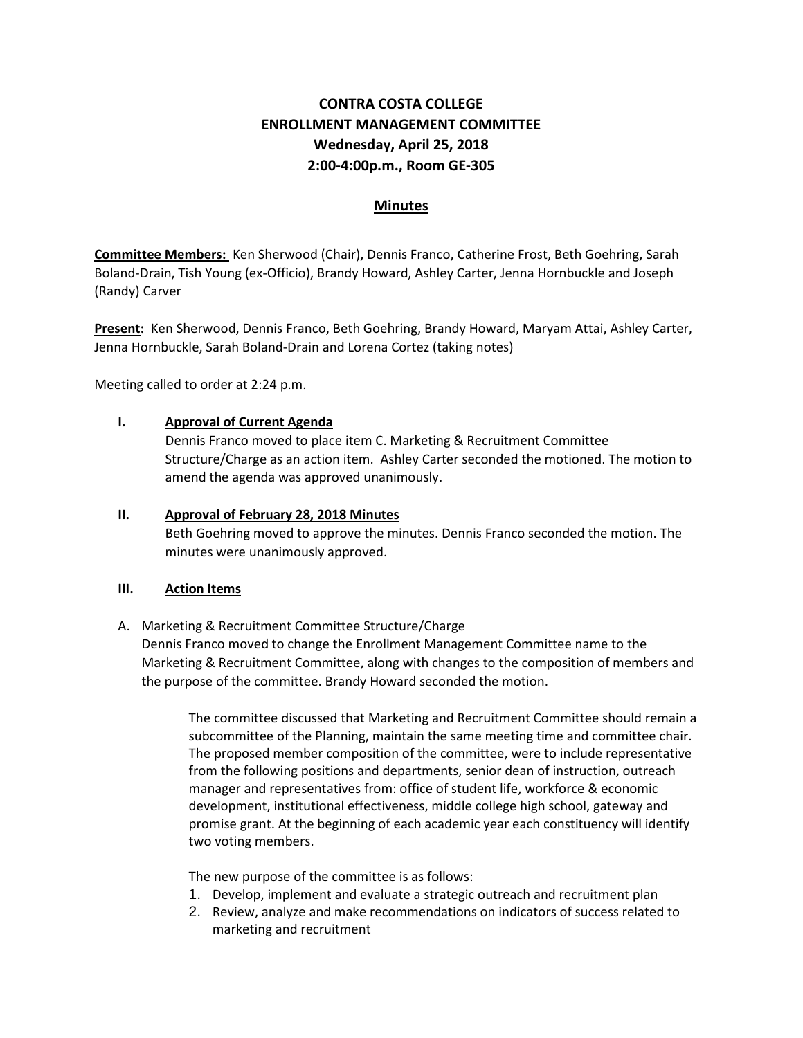# CONTRA COSTA COLLEGE
# ENROLLMENT MANAGEMENT COMMITTEE
## Wednesday, April 25, 2018
## 2:00-4:00p.m., Room GE-305

## Minutes

**Committee Members:** Ken Sherwood (Chair), Dennis Franco, Catherine Frost, Beth Goehring, Sarah Boland-Drain, Tish Young (ex-Officio), Brandy Howard, Ashley Carter, Jenna Hornbuckle and Joseph (Randy) Carver

**Present:** Ken Sherwood, Dennis Franco, Beth Goehring, Brandy Howard, Maryam Attai, Ashley Carter, Jenna Hornbuckle, Sarah Boland-Drain and Lorena Cortez (taking notes)

Meeting called to order at 2:24 p.m.

**I. Approval of Current Agenda**

Dennis Franco moved to place item C. Marketing & Recruitment Committee Structure/Charge as an action item. Ashley Carter seconded the motioned. The motion to amend the agenda was approved unanimously.

**II. Approval of February 28, 2018 Minutes**

Beth Goehring moved to approve the minutes. Dennis Franco seconded the motion. The minutes were unanimously approved.

**III. Action Items**

A. Marketing & Recruitment Committee Structure/Charge

Dennis Franco moved to change the Enrollment Management Committee name to the Marketing & Recruitment Committee, along with changes to the composition of members and the purpose of the committee. Brandy Howard seconded the motion.

The committee discussed that Marketing and Recruitment Committee should remain a subcommittee of the Planning, maintain the same meeting time and committee chair. The proposed member composition of the committee, were to include representative from the following positions and departments, senior dean of instruction, outreach manager and representatives from: office of student life, workforce & economic development, institutional effectiveness, middle college high school, gateway and promise grant. At the beginning of each academic year each constituency will identify two voting members.

The new purpose of the committee is as follows:

1. Develop, implement and evaluate a strategic outreach and recruitment plan
2. Review, analyze and make recommendations on indicators of success related to marketing and recruitment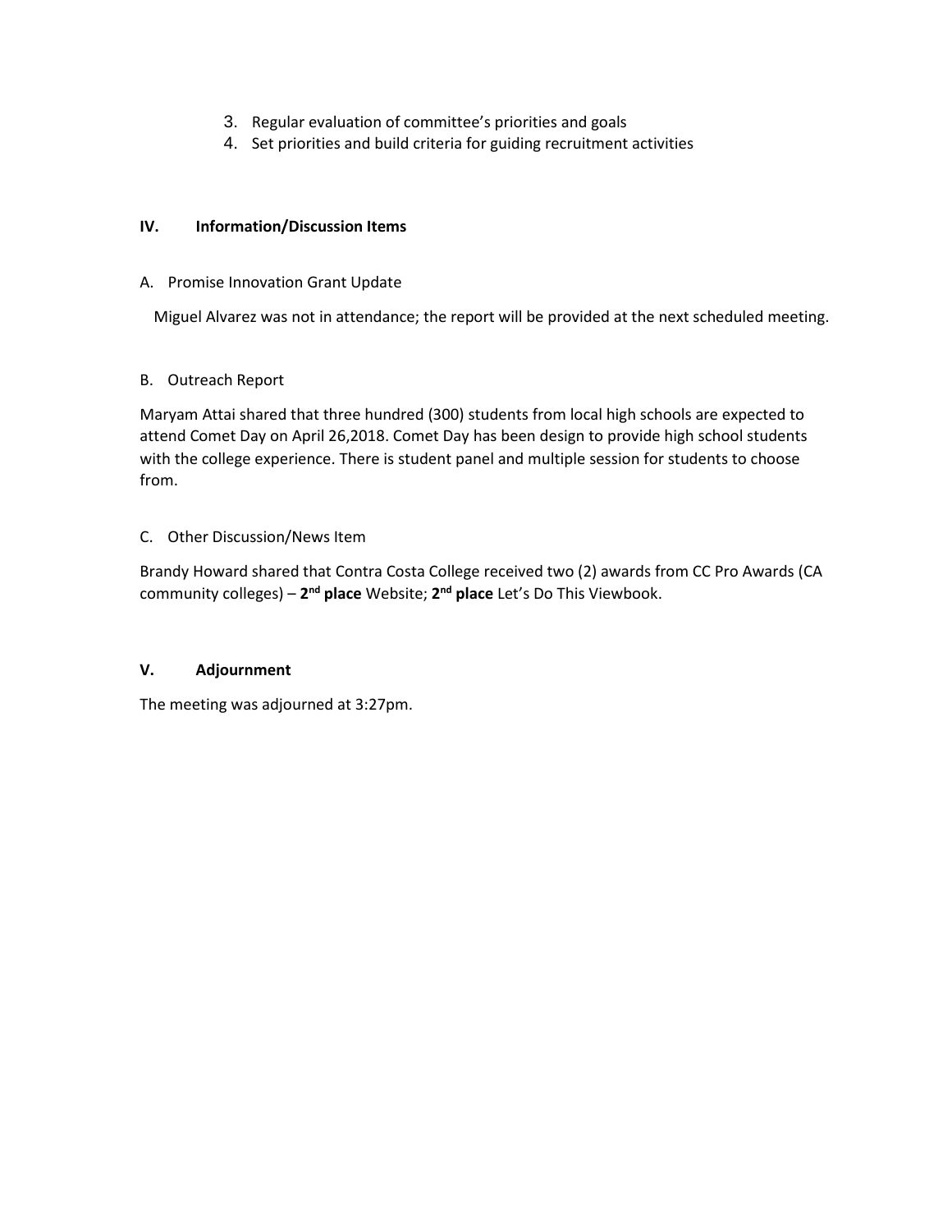3. Regular evaluation of committee's priorities and goals
4. Set priorities and build criteria for guiding recruitment activities

## IV. Information/Discussion Items

A. Promise Innovation Grant Update

Miguel Alvarez was not in attendance; the report will be provided at the next scheduled meeting.

B. Outreach Report

Maryam Attai shared that three hundred (300) students from local high schools are expected to attend Comet Day on April 26,2018. Comet Day has been design to provide high school students with the college experience. There is student panel and multiple session for students to choose from.

C. Other Discussion/News Item

Brandy Howard shared that Contra Costa College received two (2) awards from CC Pro Awards (CA community colleges) – **2nd place** Website; **2nd place** Let's Do This Viewbook.

## V. Adjournment

The meeting was adjourned at 3:27pm.